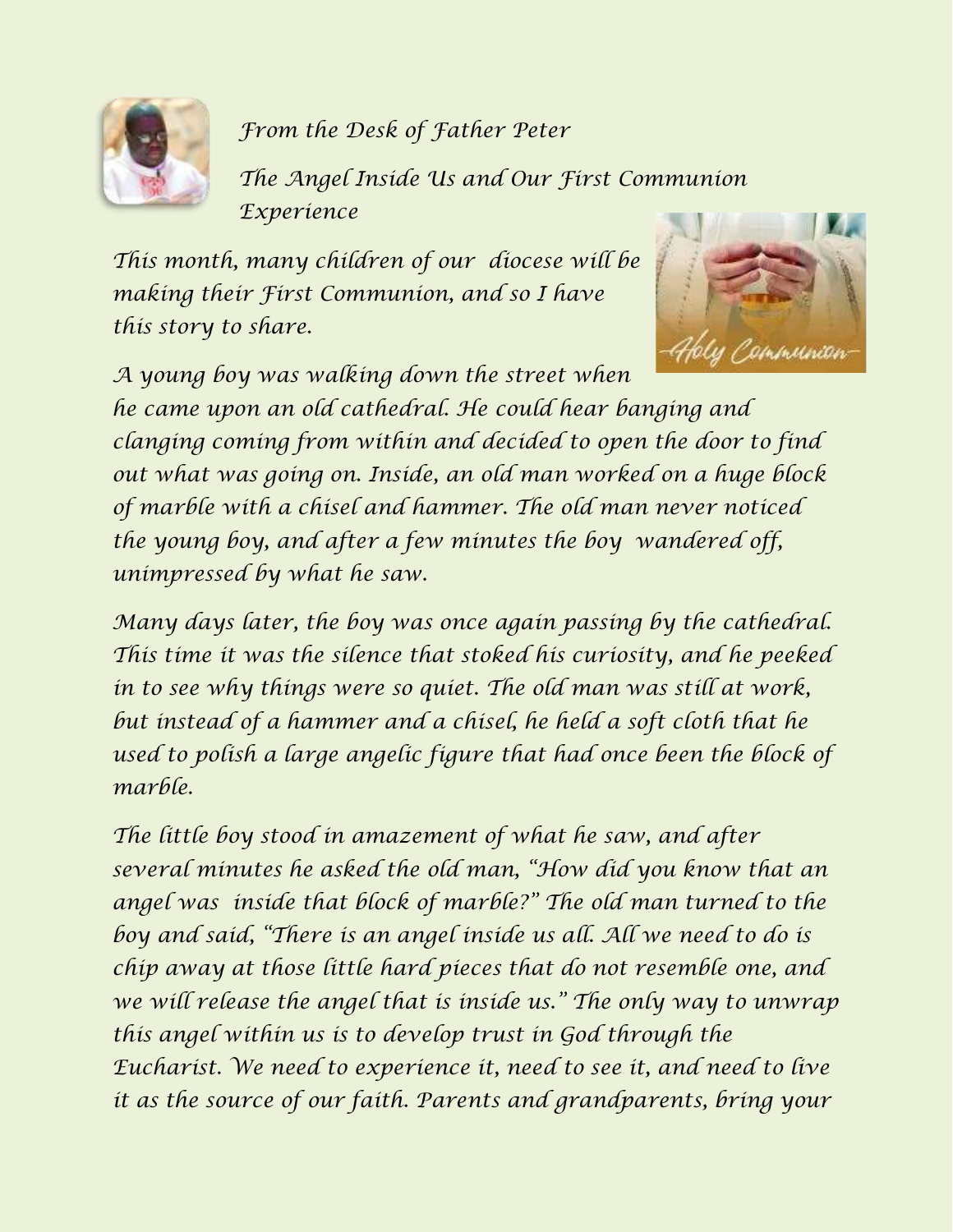*From the Desk of Father Peter*

## *The Angel Inside Us and Our First Communion Experience*

*This month, many children of our diocese will be making their First Communion, and so I have this story to share.*

*A young boy was walking down the street when he came upon an old cathedral. He could hear banging and clanging coming from within and decided to open the door to find out what was going on. Inside, an old man worked on a huge block of marble with a chisel and hammer. The old man never noticed the young boy, and after a few minutes the boy wandered off, unimpressed by what he saw.*

*Many days later, the boy was once again passing by the cathedral. This time it was the silence that stoked his curiosity, and he peeked in to see why things were so quiet. The old man was still at work, but instead of a hammer and a chisel, he held a soft cloth that he used to polish a large angelic figure that had once been the block of marble.*

*The little boy stood in amazement of what he saw, and after several minutes he asked the old man, "How did you know that an angel was inside that block of marble?" The old man turned to the boy and said, "There is an angel inside us all. All we need to do is chip away at those little hard pieces that do not resemble one, and we will release the angel that is inside us." The only way to unwrap this angel within us is to develop trust in God through the Eucharist. We need to experience it, need to see it, and need to live it as the source of our faith. Parents and grandparents, bring your*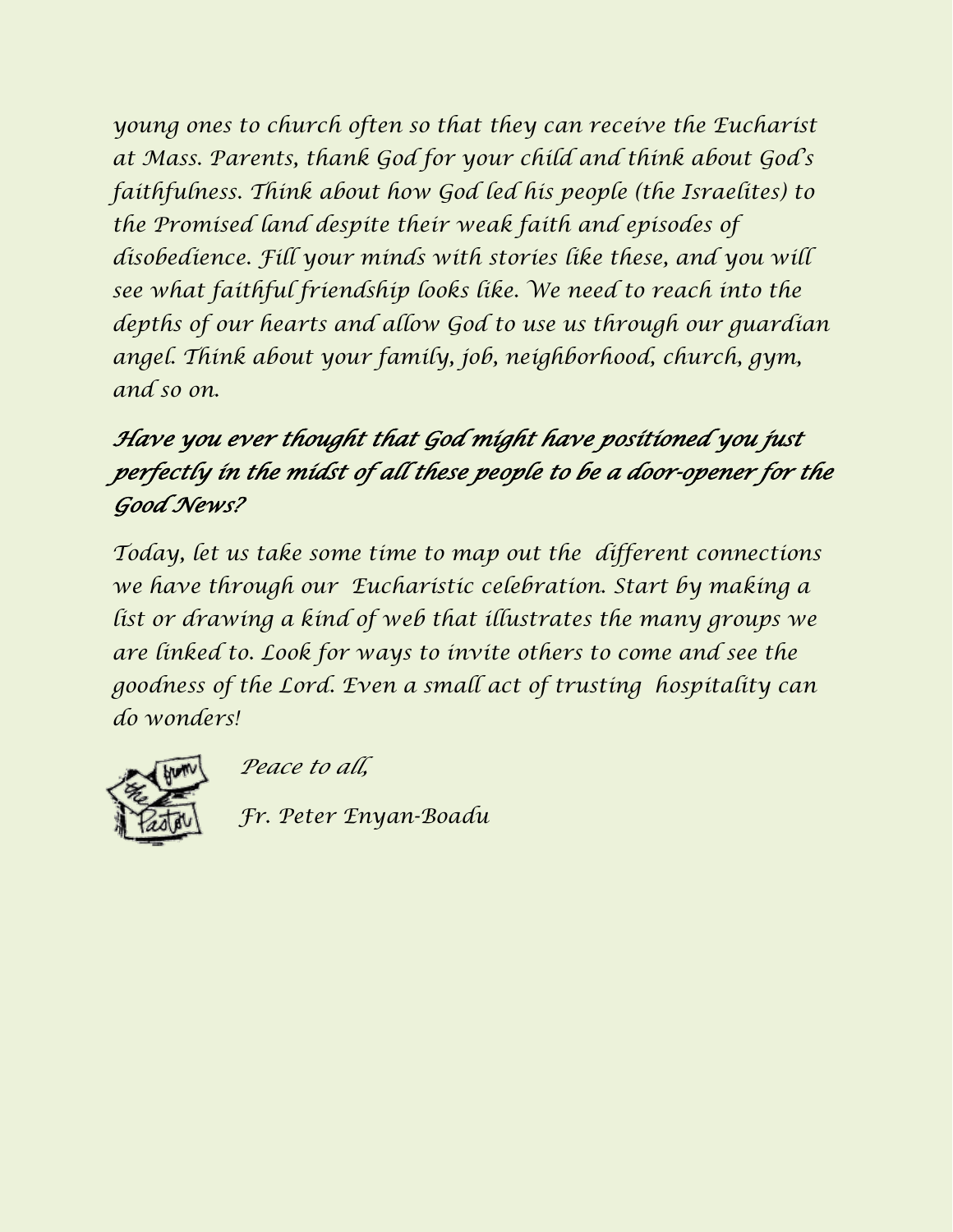young ones to church often so that they can receive the Eucharist at Mass. Parents, thank God for your child and think about God's faithfulness. Think about how God led his people (the Israelites) to the Promised land despite their weak faith and episodes of disobedience. Fill your minds with stories like these, and you will see what faithful friendship looks like. We need to reach into the depths of our hearts and allow God to use us through our guardian angel. Think about your family, job, neighborhood, church, gym, and so on.

***Have you ever thought that God might have positioned you just perfectly in the midst of all these people to be a door-opener for the Good News?***

Today, let us take some time to map out the different connections we have through our Eucharistic celebration. Start by making a list or drawing a kind of web that illustrates the many groups we are linked to. Look for ways to invite others to come and see the goodness of the Lord. Even a small act of trusting hospitality can do wonders!

Peace to all,

Fr. Peter Enyan-Boadu